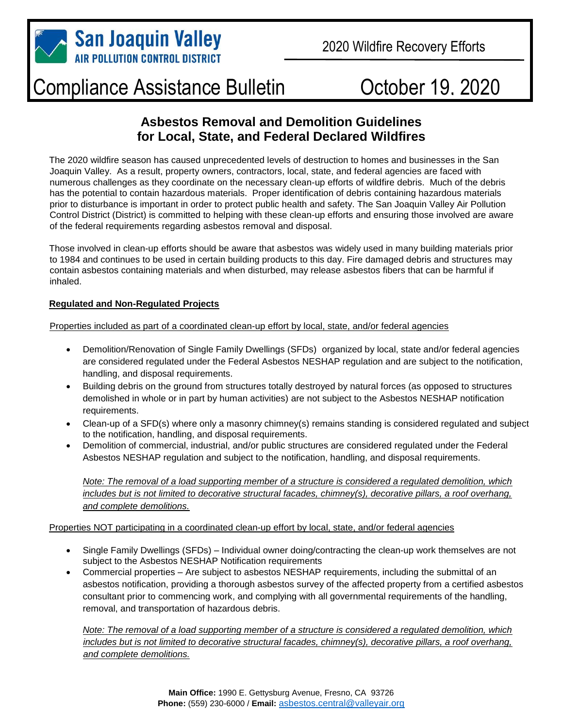San Joaquin Valley
AIR POLLUTION CONTROL DISTRICT

2020 Wildfire Recovery Efforts

# Compliance Assistance Bulletin — October 19, 2020

## Asbestos Removal and Demolition Guidelines for Local, State, and Federal Declared Wildfires

The 2020 wildfire season has caused unprecedented levels of destruction to homes and businesses in the San Joaquin Valley. As a result, property owners, contractors, local, state, and federal agencies are faced with numerous challenges as they coordinate on the necessary clean-up efforts of wildfire debris. Much of the debris has the potential to contain hazardous materials. Proper identification of debris containing hazardous materials prior to disturbance is important in order to protect public health and safety. The San Joaquin Valley Air Pollution Control District (District) is committed to helping with these clean-up efforts and ensuring those involved are aware of the federal requirements regarding asbestos removal and disposal.

Those involved in clean-up efforts should be aware that asbestos was widely used in many building materials prior to 1984 and continues to be used in certain building products to this day. Fire damaged debris and structures may contain asbestos containing materials and when disturbed, may release asbestos fibers that can be harmful if inhaled.

**Regulated and Non-Regulated Projects**

Properties included as part of a coordinated clean-up effort by local, state, and/or federal agencies

- Demolition/Renovation of Single Family Dwellings (SFDs) organized by local, state and/or federal agencies are considered regulated under the Federal Asbestos NESHAP regulation and are subject to the notification, handling, and disposal requirements.
- Building debris on the ground from structures totally destroyed by natural forces (as opposed to structures demolished in whole or in part by human activities) are not subject to the Asbestos NESHAP notification requirements.
- Clean-up of a SFD(s) where only a masonry chimney(s) remains standing is considered regulated and subject to the notification, handling, and disposal requirements.
- Demolition of commercial, industrial, and/or public structures are considered regulated under the Federal Asbestos NESHAP regulation and subject to the notification, handling, and disposal requirements.

*Note: The removal of a load supporting member of a structure is considered a regulated demolition, which includes but is not limited to decorative structural facades, chimney(s), decorative pillars, a roof overhang, and complete demolitions.*

Properties NOT participating in a coordinated clean-up effort by local, state, and/or federal agencies

- Single Family Dwellings (SFDs) – Individual owner doing/contracting the clean-up work themselves are not subject to the Asbestos NESHAP Notification requirements
- Commercial properties – Are subject to asbestos NESHAP requirements, including the submittal of an asbestos notification, providing a thorough asbestos survey of the affected property from a certified asbestos consultant prior to commencing work, and complying with all governmental requirements of the handling, removal, and transportation of hazardous debris.

*Note: The removal of a load supporting member of a structure is considered a regulated demolition, which includes but is not limited to decorative structural facades, chimney(s), decorative pillars, a roof overhang, and complete demolitions.*

**Main Office:** 1990 E. Gettysburg Avenue, Fresno, CA 93726
**Phone:** (559) 230-6000 / **Email:** asbestos.central@valleyair.org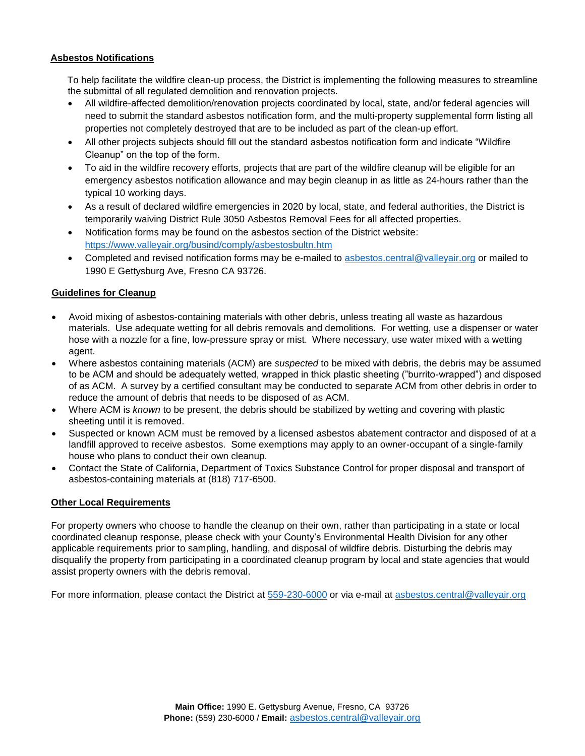**Asbestos Notifications**

To help facilitate the wildfire clean-up process, the District is implementing the following measures to streamline the submittal of all regulated demolition and renovation projects.

- All wildfire-affected demolition/renovation projects coordinated by local, state, and/or federal agencies will need to submit the standard asbestos notification form, and the multi-property supplemental form listing all properties not completely destroyed that are to be included as part of the clean-up effort.
- All other projects subjects should fill out the standard asbestos notification form and indicate "Wildfire Cleanup" on the top of the form.
- To aid in the wildfire recovery efforts, projects that are part of the wildfire cleanup will be eligible for an emergency asbestos notification allowance and may begin cleanup in as little as 24-hours rather than the typical 10 working days.
- As a result of declared wildfire emergencies in 2020 by local, state, and federal authorities, the District is temporarily waiving District Rule 3050 Asbestos Removal Fees for all affected properties.
- Notification forms may be found on the asbestos section of the District website: https://www.valleyair.org/busind/comply/asbestosbultn.htm
- Completed and revised notification forms may be e-mailed to asbestos.central@valleyair.org or mailed to 1990 E Gettysburg Ave, Fresno CA 93726.

**Guidelines for Cleanup**

- Avoid mixing of asbestos-containing materials with other debris, unless treating all waste as hazardous materials. Use adequate wetting for all debris removals and demolitions. For wetting, use a dispenser or water hose with a nozzle for a fine, low-pressure spray or mist. Where necessary, use water mixed with a wetting agent.
- Where asbestos containing materials (ACM) are *suspected* to be mixed with debris, the debris may be assumed to be ACM and should be adequately wetted, wrapped in thick plastic sheeting ("burrito-wrapped") and disposed of as ACM. A survey by a certified consultant may be conducted to separate ACM from other debris in order to reduce the amount of debris that needs to be disposed of as ACM.
- Where ACM is *known* to be present, the debris should be stabilized by wetting and covering with plastic sheeting until it is removed.
- Suspected or known ACM must be removed by a licensed asbestos abatement contractor and disposed of at a landfill approved to receive asbestos. Some exemptions may apply to an owner-occupant of a single-family house who plans to conduct their own cleanup.
- Contact the State of California, Department of Toxics Substance Control for proper disposal and transport of asbestos-containing materials at (818) 717-6500.

**Other Local Requirements**

For property owners who choose to handle the cleanup on their own, rather than participating in a state or local coordinated cleanup response, please check with your County's Environmental Health Division for any other applicable requirements prior to sampling, handling, and disposal of wildfire debris. Disturbing the debris may disqualify the property from participating in a coordinated cleanup program by local and state agencies that would assist property owners with the debris removal.

For more information, please contact the District at 559-230-6000 or via e-mail at asbestos.central@valleyair.org

**Main Office:** 1990 E. Gettysburg Avenue, Fresno, CA 93726
**Phone:** (559) 230-6000 / **Email:** asbestos.central@valleyair.org